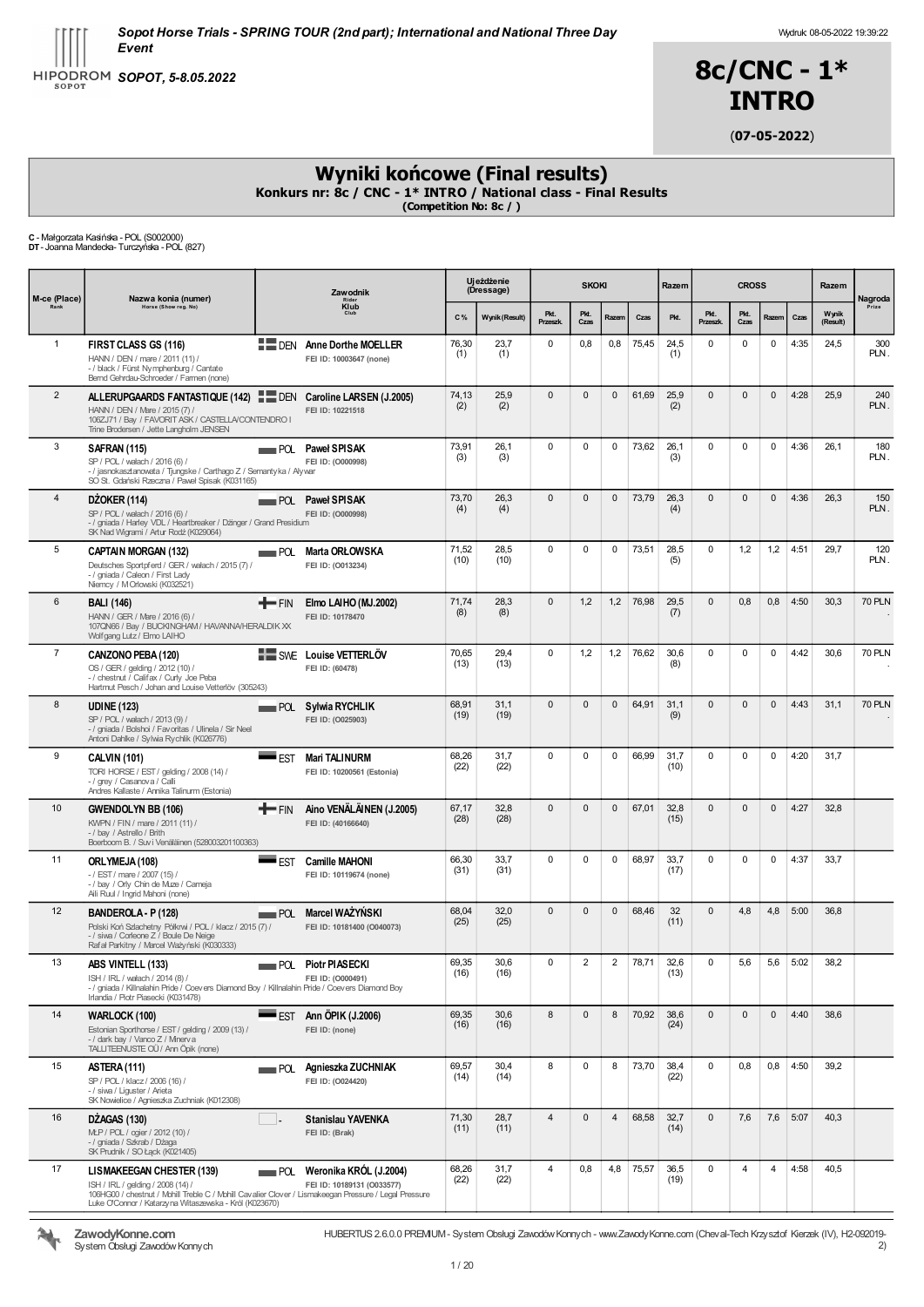Sopot Horse Trials - SPRING TOUR (2nd part); International and National Three Day Event

SOPOT, 5-8.05.2022

Wydruk: 08-05-2022 19:39:22

# 8c/CNC - 1* INTRO

(07-05-2022)

## Wyniki końcowe (Final results)

**Konkurs nr: 8c / CNC - 1* INTRO / National class - Final Results**

**(Competition No: 8c / )**

**C** - Małgorzata Kasińska - POL (S002000)
**DT** - Joanna Mandecka- Turczyńska - POL (827)

| M-ce (Place) Rank | Nazwa konia (numer) Horse (Show reg. No) | Zawodnik Rider Klub Club | Ujeżdżenie (Dressage) | | SKOKI | | | | Razem | CROSS | | | | Razem | Nagroda Prize |
|---|---|---|---|---|---|---|---|---|---|---|---|---|---|---|---|
| | | | C % | Wynik (Result) | Pkt. Przeszk. | Pkt. Czas | Razem | Czas | Pkt. | Pkt. Przeszk. | Pkt. Czas | Razem | Czas | Wynik (Result) | |
| 1 | **FIRST CLASS GS (116)** HANN / DEN / mare / 2011 (11) / - / black / Fürst Nymphenburg / Cantate Bernd Gehrdau-Schroeder / Farmen (none) | DEN **Anne Dorthe MOELLER** FEI ID: 10003647 (none) | 76,30 (1) | 23,7 (1) | 0 | 0,8 | 0,8 | 75,45 | 24,5 (1) | 0 | 0 | 0 | 4:35 | 24,5 | 300 PLN. |
| 2 | **ALLERUPGAARDS FANTASTIQUE (142)** HANN / DEN / Mare / 2015 (7) / 106ZJ71 / Bay / FAVORIT ASK / CASTELLA/CONTENDRO I Trine Brodersen / Jette Langholm JENSEN | DEN **Caroline LARSEN (J.2005)** FEI ID: 10221518 | 74,13 (2) | 25,9 (2) | 0 | 0 | 0 | 61,69 | 25,9 (2) | 0 | 0 | 0 | 4:28 | 25,9 | 240 PLN. |
| 3 | **SAFRAN (115)** SP / POL / wałach / 2016 (6) / - / jasnokasztanowata / Tjungske / Carthago Z / Semantyka / Alywar SO St. Gdański Rzeczna / Paweł Spisak (K031165) | POL **Paweł SPISAK** FEI ID: (O000998) | 73,91 (3) | 26,1 (3) | 0 | 0 | 0 | 73,62 | 26,1 (3) | 0 | 0 | 0 | 4:36 | 26,1 | 180 PLN. |
| 4 | **DŻOKER (114)** SP / POL / wałach / 2016 (6) / - / gniada / Harley VDL / Heartbreaker / Dżinger / Grand Presidium SK Nad Wigrami / Artur Rodź (K029064) | POL **Paweł SPISAK** FEI ID: (O000998) | 73,70 (4) | 26,3 (4) | 0 | 0 | 0 | 73,79 | 26,3 (4) | 0 | 0 | 0 | 4:36 | 26,3 | 150 PLN. |
| 5 | **CAPTAIN MORGAN (132)** Deutsches Sportpferd / GER / wałach / 2015 (7) / - / gniada / Caleon / First Lady Niemcy / M Orłowski (K032521) | POL **Marta ORŁOWSKA** FEI ID: (O013234) | 71,52 (10) | 28,5 (10) | 0 | 0 | 0 | 73,51 | 28,5 (5) | 0 | 1,2 | 1,2 | 4:51 | 29,7 | 120 PLN. |
| 6 | **BALI (146)** HANN / GER / Mare / 2016 (6) / 107QN66 / Bay / BUCKINGHAM / HAVANNA/HERALDIK XX Wolfgang Lutz / Elmo LAIHO | FIN **Elmo LAIHO (MJ.2002)** FEI ID: 10178470 | 71,74 (8) | 28,3 (8) | 0 | 1,2 | 1,2 | 76,98 | 29,5 (7) | 0 | 0,8 | 0,8 | 4:50 | 30,3 | 70 PLN . |
| 7 | **CANZONO PEBA (120)** OS / GER / gelding / 2012 (10) / - / chestnut / Califax / Curly Joe Peba Hartmut Pesch / Johan and Louise Vetterlöv (305243) | SWE **Louise VETTERLÖV** FEI ID: (60478) | 70,65 (13) | 29,4 (13) | 0 | 1,2 | 1,2 | 76,62 | 30,6 (8) | 0 | 0 | 0 | 4:42 | 30,6 | 70 PLN . |
| 8 | **UDINE (123)** SP / POL / wałach / 2013 (9) / - / gniada / Favoritas / Ulinela / Sir Neel Antoni Dahlke / Sylwia Rychlik (K026776) | POL **Sylwia RYCHLIK** FEI ID: (O025903) | 68,91 (19) | 31,1 (19) | 0 | 0 | 0 | 64,91 | 31,1 (9) | 0 | 0 | 0 | 4:43 | 31,1 | 70 PLN . |
| 9 | **CALVIN (101)** TORI HORSE / EST / gelding / 2008 (14) / - / grey / Casanova / Calli Andres Kallaste / Annika Talinurm (Estonia) | EST **Mari TALINURM** FEI ID: 10200561 (Estonia) | 68,26 (22) | 31,7 (22) | 0 | 0 | 0 | 66,99 | 31,7 (10) | 0 | 0 | 0 | 4:20 | 31,7 | |
| 10 | **GWENDOLYN BB (106)** KWPN / FIN / mare / 2011 (11) / - / bay / Astrello / Brith Boerboom B. / Suvi Venäläinen (528003201100363) | FIN **Aino VENÄLÄINEN (J.2005)** FEI ID: (40166640) | 67,17 (28) | 32,8 (28) | 0 | 0 | 0 | 67,01 | 32,8 (15) | 0 | 0 | 0 | 4:27 | 32,8 | |
| 11 | **ORLYMEJA (108)** - / EST / mare / 2007 (15) / - / bay / Orly Chin de Muze / Cameja Aili Ruul / Ingrid Mahoni (none) | EST **Camille MAHONI** FEI ID: 10119674 (none) | 66,30 (31) | 33,7 (31) | 0 | 0 | 0 | 68,97 | 33,7 (17) | 0 | 0 | 0 | 4:37 | 33,7 | |
| 12 | **BANDEROLA - P (128)** Polski Koń Szlachetny Półkrwi / POL / klacz / 2015 (7) / - / siwa / Corleone Z / Boule De Neige Rafał Parkitny / Marcel Ważyński (K030333) | POL **Marcel WAŻYŃSKI** FEI ID: 10181400 (O040073) | 68,04 (25) | 32,0 (25) | 0 | 0 | 0 | 68,46 | 32 (11) | 0 | 4,8 | 4,8 | 5:00 | 36,8 | |
| 13 | **ABS VINTELL (133)** ISH / IRL / wałach / 2014 (8) / - / gniada / Killnalahin Pride / Coevers Diamond Boy / Killnalahin Pride / Coevers Diamond Boy Irlandia / Piotr Piasecki (K031478) | POL **Piotr PIASECKI** FEI ID: (O000491) | 69,35 (16) | 30,6 (16) | 0 | 2 | 2 | 78,71 | 32,6 (13) | 0 | 5,6 | 5,6 | 5:02 | 38,2 | |
| 14 | **WARLOCK (100)** Estonian Sporthorse / EST / gelding / 2009 (13) / - / dark bay / Vanco Z / Minerva TALLITEENUSTE OÜ / Ann Õpik (none) | EST **Ann ÕPIK (J.2006)** FEI ID: (none) | 69,35 (16) | 30,6 (16) | 8 | 0 | 8 | 70,92 | 38,6 (24) | 0 | 0 | 0 | 4:40 | 38,6 | |
| 15 | **ASTERA (111)** SP / POL / klacz / 2006 (16) / - / siwa / Liguster / Arieta SK Nowielice / Agnieszka Zuchniak (K012308) | POL **Agnieszka ZUCHNIAK** FEI ID: (O024420) | 69,57 (14) | 30,4 (14) | 8 | 0 | 8 | 73,70 | 38,4 (22) | 0 | 0,8 | 0,8 | 4:50 | 39,2 | |
| 16 | **DŻAGAS (130)** MLP / POL / ogier / 2012 (10) / - / gniada / Szkrab / Dżaga SK Prudnik / SO Łąck (K021405) | - **Stanislau YAVENKA** FEI ID: (Brak) | 71,30 (11) | 28,7 (11) | 4 | 0 | 4 | 68,58 | 32,7 (14) | 0 | 7,6 | 7,6 | 5:07 | 40,3 | |
| 17 | **LISMAKEEGAN CHESTER (139)** ISH / IRL / gelding / 2008 (14) / 106HG00 / chestnut / Mohill Treble C / Mohill Cavalier Clover / Lismakeegan Pressure / Legal Pressure Luke O'Connor / Katarzyna Witaszewska - Król (K023670) | POL **Weronika KRÓL (J.2004)** FEI ID: 10189131 (O033577) | 68,26 (22) | 31,7 (22) | 4 | 0,8 | 4,8 | 75,57 | 36,5 (19) | 0 | 4 | 4 | 4:58 | 40,5 | |

ZawodyKonne.com
System Obsługi Zawodów Konnych

HUBERTUS 2.6.0.0 PREMIUM - System Obsługi Zawodów Konnych - www.ZawodyKonne.com (Cheval-Tech Krzysztof Kierzek (IV), H2-092019-2)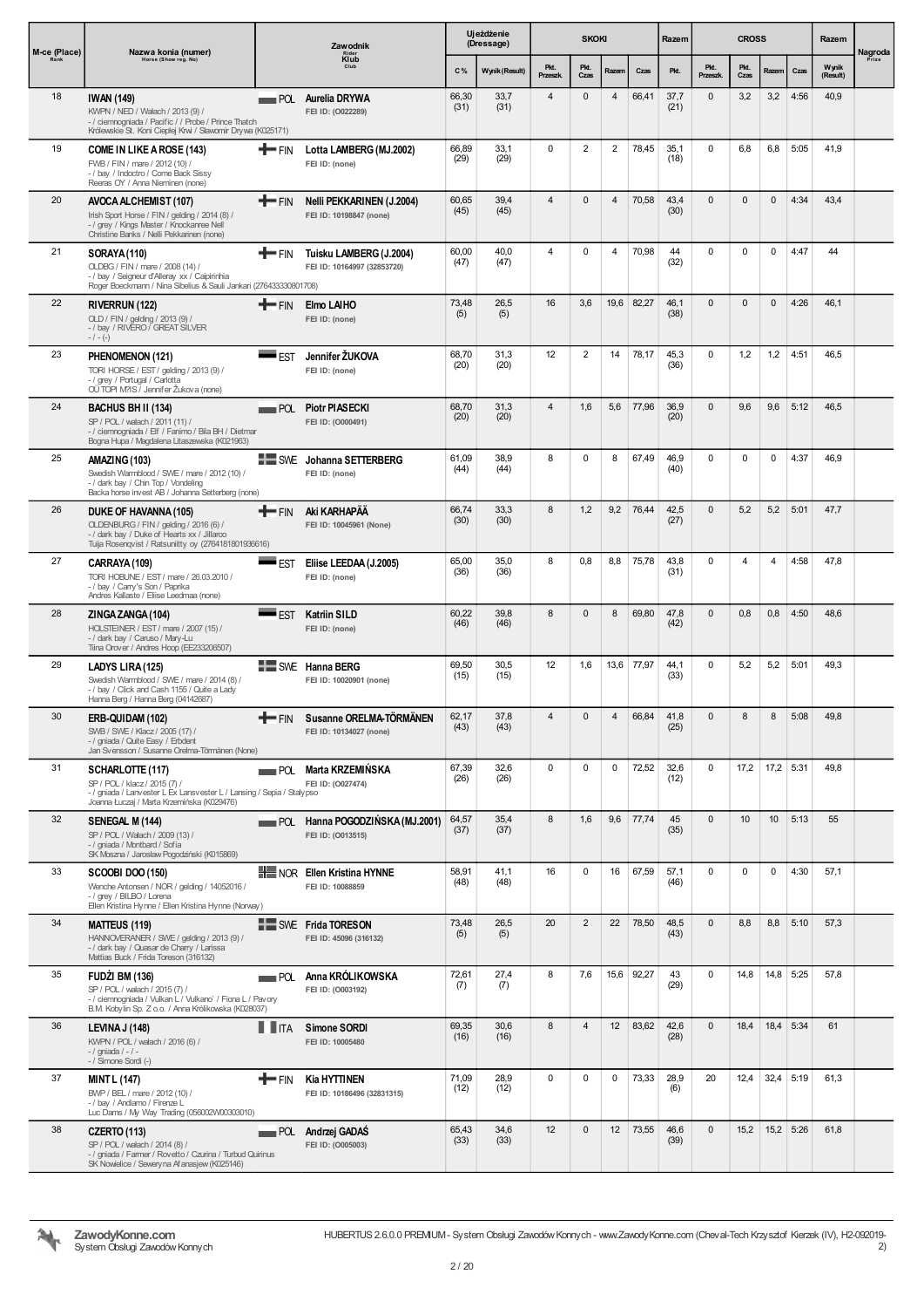| M-ce (Place) Rank | Nazwa konia (numer) Horse (Show reg. No) | Zawodnik Rider Klub Club | | Ujeżdżenie (Dressage) | | SKOKI | | | | Razem | CROSS | | | | Razem | Nagroda Prize |
|---|---|---|---|---|---|---|---|---|---|---|---|---|---|---|---|---|
| | | | | C % | Wynik (Result) | Pkt. Przeszk. | Pkt. Czas | Razem | Czas | Pkt. | Pkt. Przeszk. | Pkt. Czas | Razem | Czas | Wynik (Result) | |
| 18 | **IWAN (149)** KWPN / NED / Wałach / 2013 (9) / - / ciemnogniada / Pacific / / Probe / Prince Thatch Królewskie St. Koni Cieplej Krwi / Sławomir Drywa (K025171) | POL | **Aurelia DRYWA** FEI ID: (O022289) | 66,30 (31) | 33,7 (31) | 4 | 0 | 4 | 66,41 | 37,7 (21) | 0 | 3,2 | 3,2 | 4:56 | 40,9 | |
| 19 | **COME IN LIKE A ROSE (143)** FWB / FIN / mare / 2012 (10) / - / bay / Indoctro / Come Back Sissy Reeras OY / Anna Nieminen (none) | FIN | **Lotta LAMBERG (MJ.2002)** FEI ID: (none) | 66,89 (29) | 33,1 (29) | 0 | 2 | 2 | 78,45 | 35,1 (18) | 0 | 6,8 | 6,8 | 5:05 | 41,9 | |
| 20 | **AVOCA ALCHEMIST (107)** Irish Sport Horse / FIN / gelding / 2014 (8) / - / grey / Kings Master / Knockanree Nell Christine Banks / Nelli Pekkarinen (none) | FIN | **Nelli PEKKARINEN (J.2004)** FEI ID: 10198847 (none) | 60,65 (45) | 39,4 (45) | 4 | 0 | 4 | 70,58 | 43,4 (30) | 0 | 0 | 0 | 4:34 | 43,4 | |
| 21 | **SORAYA (110)** OLDBG / FIN / mare / 2008 (14) / - / bay / Seigneur d'Alleray xx / Caipirinhia Roger Boeckmann / Nina Sibelius & Sauli Jankari (276433330801708) | FIN | **Tuisku LAMBERG (J.2004)** FEI ID: 10164997 (32853720) | 60,00 (47) | 40,0 (47) | 4 | 0 | 4 | 70,98 | 44 (32) | 0 | 0 | 0 | 4:47 | 44 | |
| 22 | **RIVERRUN (122)** OLD / FIN / gelding / 2013 (9) / - / bay / RIVERO / GREAT SILVER - / - (-) | FIN | **Elmo LAIHO** FEI ID: (none) | 73,48 (5) | 26,5 (5) | 16 | 3,6 | 19,6 | 82,27 | 46,1 (38) | 0 | 0 | 0 | 4:26 | 46,1 | |
| 23 | **PHENOMENON (121)** TORI HORSE / EST / gelding / 2013 (9) / - / grey / Portugal / Carlotta OÜ TOPI MYS / Jennifer Žukova (none) | EST | **Jennifer ŽUKOVA** FEI ID: (none) | 68,70 (20) | 31,3 (20) | 12 | 2 | 14 | 78,17 | 45,3 (36) | 0 | 1,2 | 1,2 | 4:51 | 46,5 | |
| 24 | **BACHUS BH II (134)** SP / POL / wałach / 2011 (11) / - / ciemnogniada / Elf / Fanimo / Bila BH / Dietmar Bogna Hupa / Magdalena Litaszewska (K021963) | POL | **Piotr PIASECKI** FEI ID: (O000491) | 68,70 (20) | 31,3 (20) | 4 | 1,6 | 5,6 | 77,96 | 36,9 (20) | 0 | 9,6 | 9,6 | 5:12 | 46,5 | |
| 25 | **AMAZING (103)** Swedish Warmblood / SWE / mare / 2012 (10) / - / dark bay / Chin Top / Vondeling Backa horse invest AB / Johanna Setterberg (none) | SWE | **Johanna SETTERBERG** FEI ID: (none) | 61,09 (44) | 38,9 (44) | 8 | 0 | 8 | 67,49 | 46,9 (40) | 0 | 0 | 0 | 4:37 | 46,9 | |
| 26 | **DUKE OF HAVANNA (105)** OLDENBURG / FIN / gelding / 2016 (6) / - / dark bay / Duke of Hearts xx / Jillaroo Tuija Rosenqvist / Ratsuniitty oy (2764181801936616) | FIN | **Aki KARHAPÄÄ** FEI ID: 10045961 (None) | 66,74 (30) | 33,3 (30) | 8 | 1,2 | 9,2 | 76,44 | 42,5 (27) | 0 | 5,2 | 5,2 | 5:01 | 47,7 | |
| 27 | **CARRAYA (109)** TORI HOBUNE / EST / mare / 26.03.2010 / - / bay / Carry's Son / Paprika Andres Kallaste / Eliise Leedmaa (none) | EST | **Eliise LEEDAA (J.2005)** FEI ID: (none) | 65,00 (36) | 35,0 (36) | 8 | 0,8 | 8,8 | 75,78 | 43,8 (31) | 0 | 4 | 4 | 4:58 | 47,8 | |
| 28 | **ZINGA ZANGA (104)** HOLSTEINER / EST / mare / 2007 (15) / - / dark bay / Caruso / Mary-Lu Tiina Orov er / Andres Hoop (EE233206507) | EST | **Katriin SILD** FEI ID: (none) | 60,22 (46) | 39,8 (46) | 8 | 0 | 8 | 69,80 | 47,8 (42) | 0 | 0,8 | 0,8 | 4:50 | 48,6 | |
| 29 | **LADYS LIRA (125)** Swedish Warmblood / SWE / mare / 2014 (8) / - / bay / Click and Cash 1155 / Quite a Lady Hanna Berg / Hanna Berg (04142687) | SWE | **Hanna BERG** FEI ID: 10020901 (none) | 69,50 (15) | 30,5 (15) | 12 | 1,6 | 13,6 | 77,97 | 44,1 (33) | 0 | 5,2 | 5,2 | 5:01 | 49,3 | |
| 30 | **ERB-QUIDAM (102)** SWB / SWE / Klacz / 2005 (17) / - / gniada / Quite Easy / Erbdent Jan Svensson / Susanne Orelma-Törmänen (None) | FIN | **Susanne ORELMA-TÖRMÄNEN** FEI ID: 10134027 (none) | 62,17 (43) | 37,8 (43) | 4 | 0 | 4 | 66,84 | 41,8 (25) | 0 | 8 | 8 | 5:08 | 49,8 | |
| 31 | **SCHARLOTTE (117)** SP / POL / klacz / 2015 (7) / - / gniada / Lanvester L Ex Lansvester L / Lansing / Sepia / Stalypso Joanna Łuczaj / Marta Krzemińska (K029476) | POL | **Marta KRZEMIŃSKA** FEI ID: (O027474) | 67,39 (26) | 32,6 (26) | 0 | 0 | 0 | 72,52 | 32,6 (12) | 0 | 17,2 | 17,2 | 5:31 | 49,8 | |
| 32 | **SENEGAL M (144)** SP / POL / Wałach / 2009 (13) / - / gniada / Montbard / Sofia SK Moszna / Jarosław Pogodziński (K015869) | POL | **Hanna POGODZIŃSKA (MJ.2001)** FEI ID: (O013515) | 64,57 (37) | 35,4 (37) | 8 | 1,6 | 9,6 | 77,74 | 45 (35) | 0 | 10 | 10 | 5:13 | 55 | |
| 33 | **SCOOBI DOO (150)** Wenche Antonsen / NOR / gelding / 14052016 / - / grey / BILBO / Lorena Ellen Kristina Hynne / Ellen Kristina Hynne (Norway) | NOR | **Ellen Kristina HYNNE** FEI ID: 10088859 | 58,91 (48) | 41,1 (48) | 16 | 0 | 16 | 67,59 | 57,1 (46) | 0 | 0 | 0 | 4:30 | 57,1 | |
| 34 | **MATTEUS (119)** HANNOVERANER / SWE / gelding / 2013 (9) / - / dark bay / Quasar de Charry / Larissa Mattias Buck / Frida Toreson (316132) | SWE | **Frida TORESON** FEI ID: 45096 (316132) | 73,48 (5) | 26,5 (5) | 20 | 2 | 22 | 78,50 | 48,5 (43) | 0 | 8,8 | 8,8 | 5:10 | 57,3 | |
| 35 | **FUDŻI BM (136)** SP / POL / wałach / 2015 (7) / - / ciemnogniada / Vulkan L / Vulkano` / Fiona L / Pavory B.M. Kobylin Sp. Z o.o. / Anna Królikowska (K028037) | POL | **Anna KRÓLIKOWSKA** FEI ID: (O003192) | 72,61 (7) | 27,4 (7) | 8 | 7,6 | 15,6 | 92,27 | 43 (29) | 0 | 14,8 | 14,8 | 5:25 | 57,8 | |
| 36 | **LEVINA J (148)** KWPN / POL / wałach / 2016 (6) / - / gniada / - / - - / Simone Sordi (-) | ITA | **Simone SORDI** FEI ID: 10005480 | 69,35 (16) | 30,6 (16) | 8 | 4 | 12 | 83,62 | 42,6 (28) | 0 | 18,4 | 18,4 | 5:34 | 61 | |
| 37 | **MINT L (147)** BWP / BEL / mare / 2012 (10) / - / bay / Andiamo / Firenze L Luc Dams / My Way Trading (056002W00303010) | FIN | **Kia HYTTINEN** FEI ID: 10186496 (32831315) | 71,09 (12) | 28,9 (12) | 0 | 0 | 0 | 73,33 | 28,9 (6) | 20 | 12,4 | 32,4 | 5:19 | 61,3 | |
| 38 | **CZERTO (113)** SP / POL / wałach / 2014 (8) / - / gniada / Farmer / Rovetto / Czurina / Turbud Quirinus SK Nowielice / Seweryna Afanasjew (K025146) | POL | **Andrzej GADAŚ** FEI ID: (O005003) | 65,43 (33) | 34,6 (33) | 12 | 0 | 12 | 73,55 | 46,6 (39) | 0 | 15,2 | 15,2 | 5:26 | 61,8 | |

ZawodyKonne.com
System Obsługi Zawodów Konnych

HUBERTUS 2.6.0.0 PREMIUM - System Obsługi Zawodów Konnych - www.ZawodyKonne.com (Cheval-Tech Krzysztof Kierzek (IV), H2-092019-2)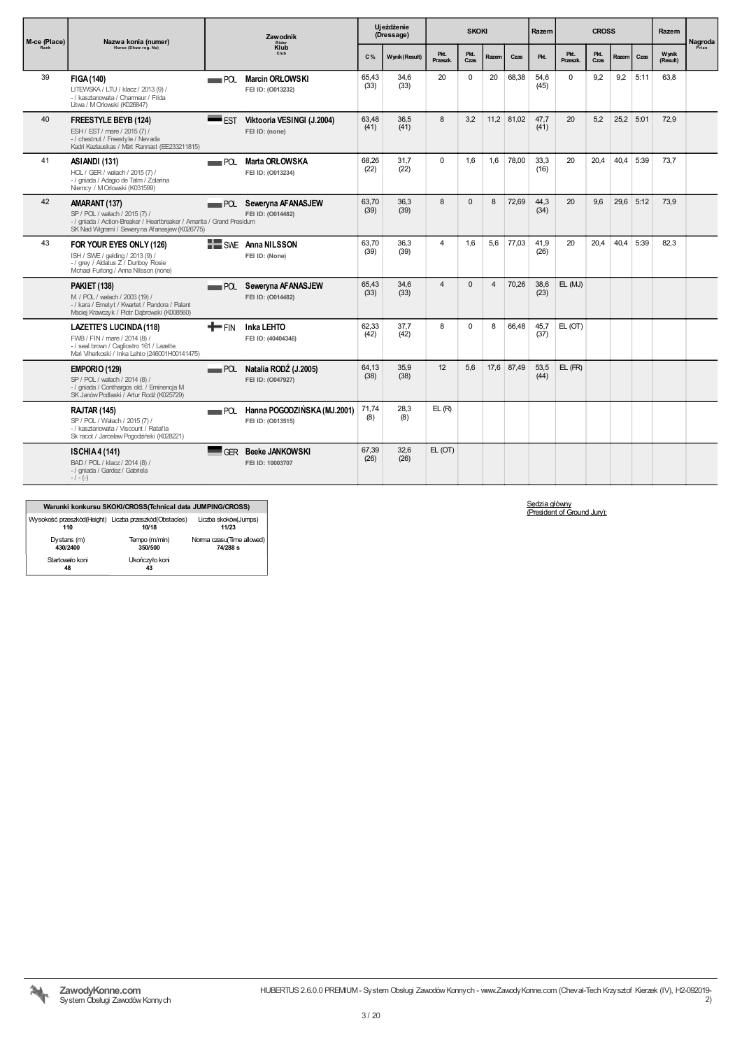| M-ce (Place) Rank | Nazwa konia (numer) Horse (Show reg. No) | Zawodnik Rider Klub Club | | Ujeżdżenie (Dressage) | | SKOKI | | | | Razem | CROSS | | | | Razem | Nagroda Prize |
|---|---|---|---|---|---|---|---|---|---|---|---|---|---|---|---|---|
| | | | | C % | Wynik (Result) | Pkt. Przeszk. | Pkt. Czas | Razem | Czas | Pkt. | Pkt. Przeszk. | Pkt. Czas | Razem | Czas | Wynik (Result) | |
| 39 | **FIGA (140)** LITEWSKA / LTU / klacz / 2013 (9) / - / kasztanowata / Charmeur / Frida Litwa / M Orłowski (K026847) | POL | **Marcin ORŁOWSKI** FEI ID: (O013232) | 65,43 (33) | 34,6 (33) | 20 | 0 | 20 | 68,38 | 54,6 (45) | 0 | 9,2 | 9,2 | 5:11 | 63,8 | |
| 40 | **FREESTYLE BEYB (124)** ESH / EST / mare / 2015 (7) / - / chestnut / Freestyle / Nevada Kadri Kazlauskas / Mart Rannast (EE233211815) | EST | **Viktooria VESINGI (J.2004)** FEI ID: (none) | 63,48 (41) | 36,5 (41) | 8 | 3,2 | 11,2 | 81,02 | 47,7 (41) | 20 | 5,2 | 25,2 | 5:01 | 72,9 | |
| 41 | **ASIANDI (131)** HOL / GER / wałach / 2015 (7) / - / gniada / Adagio de Talm / Zolarina Niemcy / M Orłowski (K031599) | POL | **Marta ORŁOWSKA** FEI ID: (O013234) | 68,26 (22) | 31,7 (22) | 0 | 1,6 | 1,6 | 78,00 | 33,3 (16) | 20 | 20,4 | 40,4 | 5:39 | 73,7 | |
| 42 | **AMARANT (137)** SP / POL / wałach / 2015 (7) / - / gniada / Action-Breaker / Heartbreaker / Amarita / Grand Presidum SK Nad Wigrami / Seweryna Afanasjew (K026775) | POL | **Seweryna AFANASJEW** FEI ID: (O014482) | 63,70 (39) | 36,3 (39) | 8 | 0 | 8 | 72,69 | 44,3 (34) | 20 | 9,6 | 29,6 | 5:12 | 73,9 | |
| 43 | **FOR YOUR EYES ONLY (126)** ISH / SWE / gelding / 2013 (9) / - / grey / Aldatus Z / Dunboy Rosie Michael Furlong / Anna Nilsson (none) | SWE | **Anna NILSSON** FEI ID: (None) | 63,70 (39) | 36,3 (39) | 4 | 1,6 | 5,6 | 77,03 | 41,9 (26) | 20 | 20,4 | 40,4 | 5:39 | 82,3 | |
| | **PAKIET (138)** M / POL / wałach / 2003 (19) / - / kara / Emetyt / Kwartet / Pandora / Palant Maciej Krawczyk / Piotr Dąbrowski (K008560) | POL | **Seweryna AFANASJEW** FEI ID: (O014482) | 65,43 (33) | 34,6 (33) | 4 | 0 | 4 | 70,26 | 38,6 (23) | EL (MJ) | | | | | |
| | **LAZETTE'S LUCINDA (118)** FWB / FIN / mare / 2014 (8) / - / seal brown / Cagliostro 161 / Lazette Mari Viherkoski / Inka Lehto (246001H00141475) | FIN | **Inka LEHTO** FEI ID: (40404346) | 62,33 (42) | 37,7 (42) | 8 | 0 | 8 | 66,48 | 45,7 (37) | EL (OT) | | | | | |
| | **EMPORIO (129)** SP / POL / wałach / 2014 (8) / - / gniada / Conthargos old. / Eminencja M SK Janów Podlaski / Artur Rodź (K025729) | POL | **Natalia RODŹ (J.2005)** FEI ID: (O047927) | 64,13 (38) | 35,9 (38) | 12 | 5,6 | 17,6 | 87,49 | 53,5 (44) | EL (FR) | | | | | |
| | **RAJTAR (145)** SP / POL / Wałach / 2015 (7) / - / kasztanowata / Viscount / Ratafia Sk racot / Jarosław Pogodziński (K028221) | POL | **Hanna POGODZIŃSKA (MJ.2001)** FEI ID: (O013515) | 71,74 (8) | 28,3 (8) | EL (R) | | | | | | | | | | |
| | **ISCHIA 4 (141)** BAD / POL / klacz / 2014 (8) / - / gniada / Gardez / Gabriela - / - (-) | GER | **Beeke JANKOWSKI** FEI ID: 10003707 | 67,39 (26) | 32,6 (26) | EL (OT) | | | | | | | | | | |

| Warunki konkursu SKOKI/CROSS(Tchnical data JUMPING/CROSS) | | |
|---|---|---|
| Wysokość przeszkód(Height) **110** | Liczba przeszkód(Obstacles) **10/18** | Liczba skoków(Jumps) **11/23** |
| Dystans (m) **430/2400** | Tempo (m/min) **350/500** | Norma czasu(Time allowed) **74/288 s** |
| Startowało koni **48** | Ukończyło koni **43** | |

Sędzia główny (President of Ground Jury):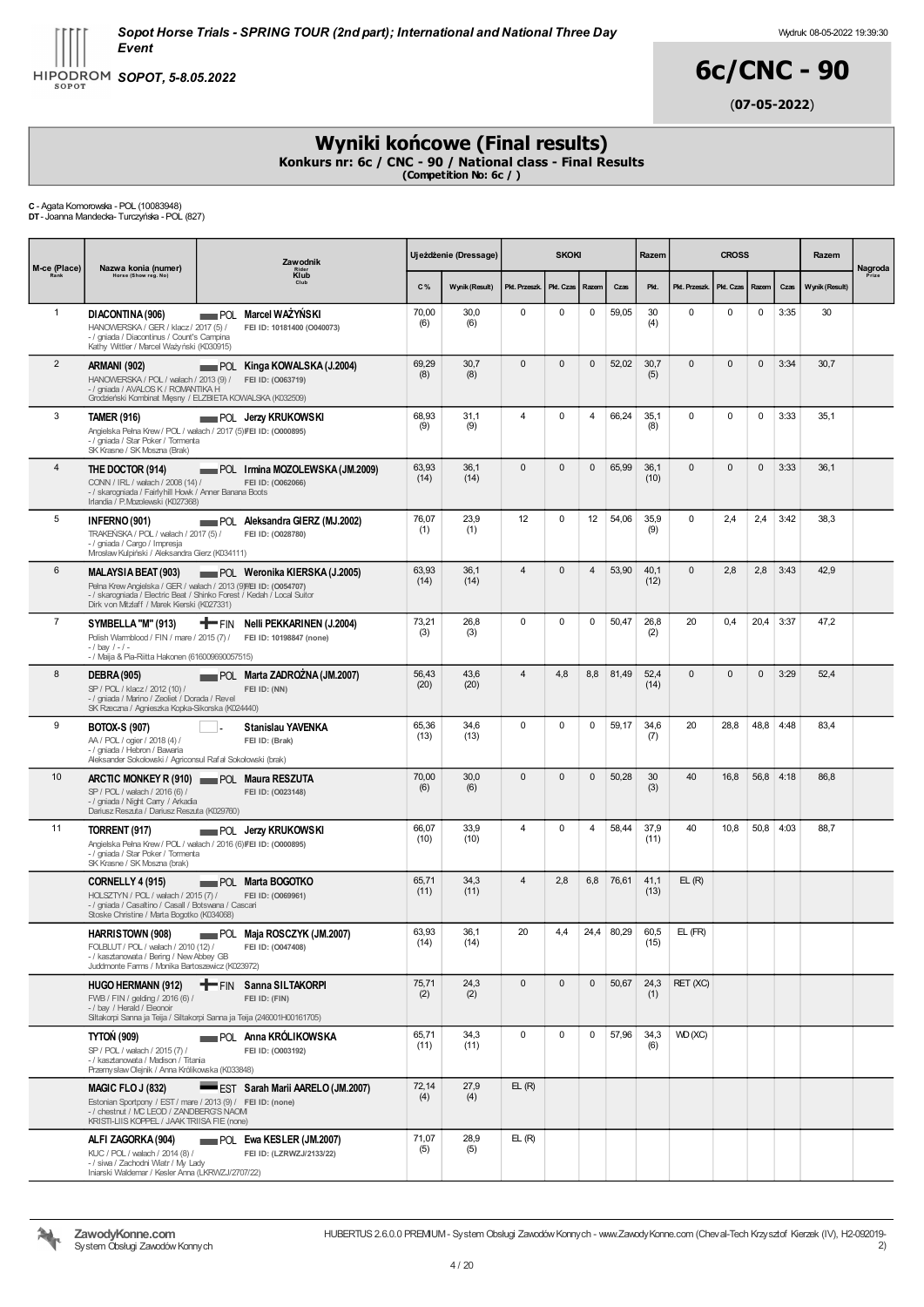**Sopot Horse Trials - SPRING TOUR (2nd part); International and National Three Day Event**

**SOPOT, 5-8.05.2022**

Wydruk: 08-05-2022 19:39:30

# 6c/CNC - 90

(**07-05-2022**)

## Wyniki końcowe (Final results)

**Konkurs nr: 6c / CNC - 90 / National class - Final Results**
**(Competition No: 6c / )**

**C** - Agata Komorowska - POL (10083948)
**DT** - Joanna Mandecka- Turczyńska - POL (827)

| M-ce (Place) Rank | Nazwa konia (numer) Horse (Show reg. No) | Zawodnik Rider Klub Club | Ujeżdżenie (Dressage) C % | Ujeżdżenie (Dressage) Wynik (Result) | SKOKI Pkt. Przeszk. | SKOKI Pkt. Czas | SKOKI Razem | SKOKI Czas | Razem Pkt. | CROSS Pkt. Przeszk. | CROSS Pkt. Czas | CROSS Razem | CROSS Czas | Razem Wynik (Result) | Nagroda Prize |
|---|---|---|---|---|---|---|---|---|---|---|---|---|---|---|---|
| 1 | **DIACONTINA (906)** HANOWERSKA / GER / klacz / 2017 (5) / - / gniada / Diacontinus / Count's Campina Kathy Wittler / Marcel Ważyński (K030915) | POL **Marcel WAŻYŃSKI** FEI ID: 10181400 (O040073) | 70,00 (6) | 30,0 (6) | 0 | 0 | 0 | 59,05 | 30 (4) | 0 | 0 | 0 | 3:35 | 30 | |
| 2 | **ARMANI (902)** HANOWERSKA / POL / wałach / 2013 (9) / - / gniada / AVALOS K / ROMANTIKA H Grodzieński Kombinat Mięsny / ELŻBIETA KOWALSKA (K032509) | POL **Kinga KOWALSKA (J.2004)** FEI ID: (O063719) | 69,29 (8) | 30,7 (8) | 0 | 0 | 0 | 52,02 | 30,7 (5) | 0 | 0 | 0 | 3:34 | 30,7 | |
| 3 | **TAMER (916)** Angielska Pełna Krew / POL / wałach / 2017 (5) / - / gniada / Star Poker / Tormenta SK Krasne / SK Moszna (Brak) | POL **Jerzy KRUKOWSKI** FEI ID: (O000895) | 68,93 (9) | 31,1 (9) | 4 | 0 | 4 | 66,24 | 35,1 (8) | 0 | 0 | 0 | 3:33 | 35,1 | |
| 4 | **THE DOCTOR (914)** CONN / IRL / wałach / 2008 (14) / - / skarogniada / Fairyhill Howk / Anner Banana Boots Irlandia / P.Mozolewski (K027368) | POL **Irmina MOZOLEWSKA (JM.2009)** FEI ID: (O062066) | 63,93 (14) | 36,1 (14) | 0 | 0 | 0 | 65,99 | 36,1 (10) | 0 | 0 | 0 | 3:33 | 36,1 | |
| 5 | **INFERNO (901)** TRAKEŃSKA / POL / wałach / 2017 (5) / - / gniada / Cargo / Impresja Mirosław Kulpiński / Aleksandra Gierz (K034111) | POL **Aleksandra GIERZ (MJ.2002)** FEI ID: (O028780) | 76,07 (1) | 23,9 (1) | 12 | 0 | 12 | 54,06 | 35,9 (9) | 0 | 2,4 | 2,4 | 3:42 | 38,3 | |
| 6 | **MALAYSIA BEAT (903)** Pełna Krew Angielska / GER / wałach / 2013 (9) / - / skarogniada / Electric Beat / Shinko Forest / Kedah / Local Suitor Dirk von Mitzlaff / Marek Kierski (K027331) | POL **Weronika KIERSKA (J.2005)** FEI ID: (O054707) | 63,93 (14) | 36,1 (14) | 4 | 0 | 4 | 53,90 | 40,1 (12) | 0 | 2,8 | 2,8 | 3:43 | 42,9 | |
| 7 | **SYMBELLA "M" (913)** Polish Warmblood / FIN / mare / 2015 (7) / - / bay / - / - - / Maija & Pia-Riitta Hakonen (616009690057515) | FIN **Nelli PEKKARINEN (J.2004)** FEI ID: 10198847 (none) | 73,21 (3) | 26,8 (3) | 0 | 0 | 0 | 50,47 | 26,8 (2) | 20 | 0,4 | 20,4 | 3:37 | 47,2 | |
| 8 | **DEBRA (905)** SP / POL / klacz / 2012 (10) / - / gniada / Marino / Zeoliet / Dorada / Revel SK Rzeczna / Agnieszka Kopka-Sikorska (K024440) | POL **Marta ZADROŻNA (JM.2007)** FEI ID: (NN) | 56,43 (20) | 43,6 (20) | 4 | 4,8 | 8,8 | 81,49 | 52,4 (14) | 0 | 0 | 0 | 3:29 | 52,4 | |
| 9 | **BOTOX-S (907)** AA / POL / ogier / 2018 (4) / - / gniada / Hebron / Bawaria Aleksander Sokołowski / Agriconsul Rafał Sokołowski (brak) | - **Stanislau YAVENKA** FEI ID: (Brak) | 65,36 (13) | 34,6 (13) | 0 | 0 | 0 | 59,17 | 34,6 (7) | 20 | 28,8 | 48,8 | 4:48 | 83,4 | |
| 10 | **ARCTIC MONKEY R (910)** SP / POL / wałach / 2016 (6) / - / gniada / Night Carry / Arkadia Dariusz Reszuta / Dariusz Reszuta (K029760) | POL **Maura RESZUTA** FEI ID: (O023148) | 70,00 (6) | 30,0 (6) | 0 | 0 | 0 | 50,28 | 30 (3) | 40 | 16,8 | 56,8 | 4:18 | 86,8 | |
| 11 | **TORRENT (917)** Angielska Pełna Krew / POL / wałach / 2016 (6) / - / gniada / Star Poker / Tormenta SK Krasne / SK Moszna (brak) | POL **Jerzy KRUKOWSKI** FEI ID: (O000895) | 66,07 (10) | 33,9 (10) | 4 | 0 | 4 | 58,44 | 37,9 (11) | 40 | 10,8 | 50,8 | 4:03 | 88,7 | |
| | **CORNELLY 4 (915)** HOLSZTYN / POL / wałach / 2015 (7) / - / gniada / Casaltino / Casall / Botswana / Cascari Stoske Christine / Marta Bogotko (K034068) | POL **Marta BOGOTKO** FEI ID: (O069961) | 65,71 (11) | 34,3 (11) | 4 | 2,8 | 6,8 | 76,61 | 41,1 (13) | EL (R) | | | | | |
| | **HARRISTOWN (908)** FOLBLUT / POL / wałach / 2010 (12) / - / kasztanowata / Bering / New Abbey GB Juddmonte Farms / Monika Bartoszewicz (K023972) | POL **Maja ROSCZYK (JM.2007)** FEI ID: (O047408) | 63,93 (14) | 36,1 (14) | 20 | 4,4 | 24,4 | 80,29 | 60,5 (15) | EL (FR) | | | | | |
| | **HUGO HERMANN (912)** FWB / FIN / gelding / 2016 (6) / - / bay / Herald / Eleonoir Siltakorpi Sanna ja Teija / Siltakorpi Sanna ja Teija (246001H00161705) | FIN **Sanna SILTAKORPI** FEI ID: (FIN) | 75,71 (2) | 24,3 (2) | 0 | 0 | 0 | 50,67 | 24,3 (1) | RET (XC) | | | | | |
| | **TYTOŃ (909)** SP / POL / wałach / 2015 (7) / - / kasztanowata / Madison / Titania Przemysław Olejnik / Anna Królikowska (K033848) | POL **Anna KRÓLIKOWSKA** FEI ID: (O003192) | 65,71 (11) | 34,3 (11) | 0 | 0 | 0 | 57,96 | 34,3 (6) | WD (XC) | | | | | |
| | **MAGIC FLO J (832)** Estonian Sportpony / EST / mare / 2013 (9) / - / chestnut / MC LEOD / ZANDBERG'S NAOMI KRISTI-LIIS KOPPEL / JAAK TRIISA FIE (none) | EST **Sarah Marii AARELO (JM.2007)** FEI ID: (none) | 72,14 (4) | 27,9 (4) | EL (R) | | | | | | | | | | |
| | **ALFI ZAGORKA (904)** KUC / POL / wałach / 2014 (8) / - / siwa / Zachodni Wiatr / My Lady Iniarski Waldemar / Kesler Anna (LKRWZJ/2707/22) | POL **Ewa KESLER (JM.2007)** FEI ID: (LZRWZJ/2133/22) | 71,07 (5) | 28,9 (5) | EL (R) | | | | | | | | | | |

**ZawodyKonne.com** System Obsługi Zawodów Konnych

HUBERTUS 2.6.0.0 PREMIUM - System Obsługi Zawodów Konnych - www.ZawodyKonne.com (Cheval-Tech Krzysztof Kierzek (IV), H2-092019-2)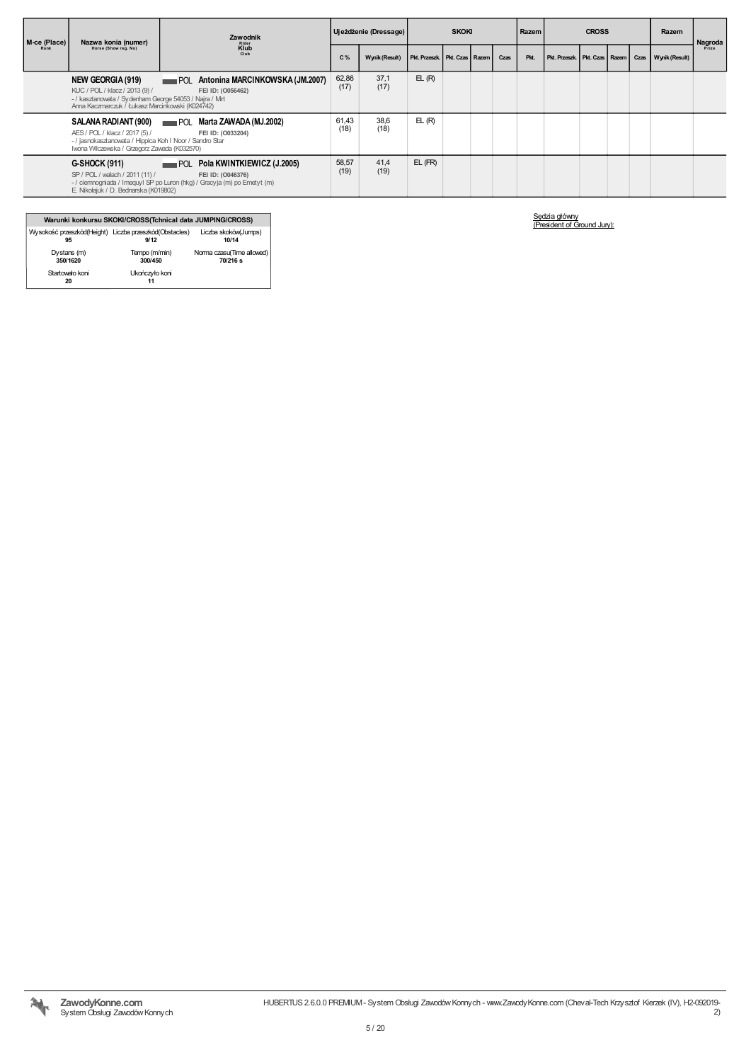| M-ce (Place) Rank | Nazwa konia (numer) Horse (Show reg. No) | Zawodnik Rider Klub Club | Ujeżdżenie (Dressage) | | SKOKI | | | | Razem | CROSS | | | | Razem | Nagroda Prize |
|---|---|---|---|---|---|---|---|---|---|---|---|---|---|---|---|
| | | | C % | Wynik (Result) | Pkt. Przeszk. | Pkt. Czas | Razem | Czas | Pkt. | Pkt. Przeszk. | Pkt. Czas | Razem | Czas | Wynik (Result) | |
| | **NEW GEORGIA (919)** KUC / POL / klacz / 2013 (9) / - / kasztanowata / Sydenham George 54053 / Najra / Mirt Anna Kaczmarczuk / Łukasz Marcinkowski (K024742) | POL **Antonina MARCINKOWSKA (JM.2007)** FEI ID: (O056462) | 62,86 (17) | 37,1 (17) | EL (R) | | | | | | | | | | |
| | **SALANA RADIANT (900)** AES / POL / klacz / 2017 (5) / - / jasnokasztanowata / Hippica Koh I Noor / Sandro Star Iwona Wilczewska / Grzegorz Zawada (K032570) | POL **Marta ZAWADA (MJ.2002)** FEI ID: (O033204) | 61,43 (18) | 38,6 (18) | EL (R) | | | | | | | | | | |
| | **G-SHOCK (911)** SP / POL / wałach / 2011 (11) / - / ciemnogniada / Imequyl SP po Luron (hkg) / Gracyja (m) po Emetyt (m) E. Nikołajuk / D. Bednarska (K019802) | POL **Pola KWINTKIEWICZ (J.2005)** FEI ID: (O046376) | 58,57 (19) | 41,4 (19) | EL (FR) | | | | | | | | | | |

| Warunki konkursu SKOKI/CROSS(Tchnical data JUMPING/CROSS) | | |
|---|---|---|
| Wysokość przeszkód(Height) **95** | Liczba przeszkód(Obstacles) **9/12** | Liczba skoków(Jumps) **10/14** |
| Dystans (m) **350/1620** | Tempo (m/min) **300/450** | Norma czasu(Time allowed) **70/216 s** |
| Startowało koni **20** | Ukończyło koni **11** | |

Sędzia główny
(President of Ground Jury):

ZawodyKonne.com
System Obsługi Zawodów Konnych

HUBERTUS 2.6.0.0 PREMIUM - System Obsługi Zawodów Konnych - www.ZawodyKonne.com (Cheval-Tech Krzysztof Kierzek (IV), H2-092019-2)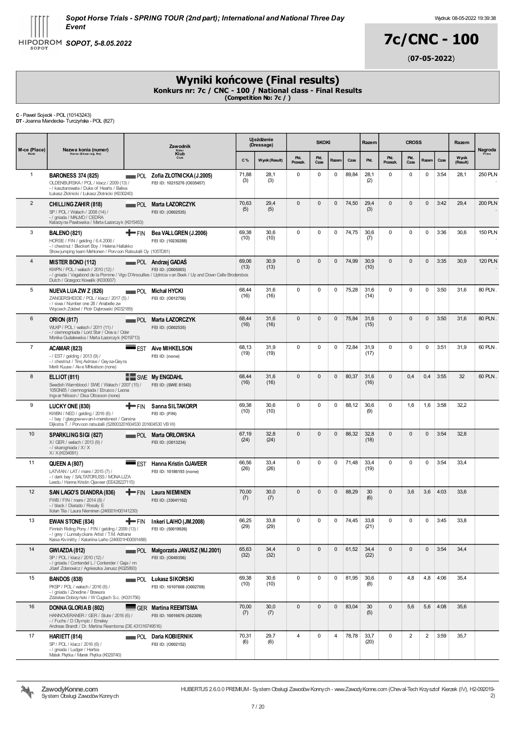# 7c/CNC - 100

(**07-05-2022**)

## Wyniki końcowe (Final results)

**Konkurs nr: 7c / CNC - 100 / National class - Final Results**
**(Competition No: 7c / )**

**C** - Paweł Sojecki - POL (10143243)
**DT** - Joanna Mandecka- Turczyńska - POL (827)

| M-ce (Place) Rank | Nazwa konia (numer) Horse (Show reg. No) | Zawodnik Rider Klub Club | Ujeżdżenie (Dressage) | | SKOKI | | | | Razem | CROSS | | | | Razem | Nagroda Prize |
|---|---|---|---|---|---|---|---|---|---|---|---|---|---|---|---|
| | | | C % | Wynik (Result) | Pkt. Przeszk. | Pkt. Czas | Razem | Czas | Pkt. | Pkt. Przeszk. | Pkt. Czas | Razem | Czas | Wynik (Result) | |
| 1 | **BARONESS 374 (825)** OLDENBURSKA / POL / klacz / 2009 (13) / - / kasztanowata / Duke of Hearts / Balisa Łukasz Złotnicki / Łukasz Złotnicki (K030240) | POL **Zofia ZŁOTNICKA (J.2005)** FEI ID: 10215276 (O035457) | 71,88 (3) | 28,1 (3) | 0 | 0 | 0 | 89,84 | 28,1 (2) | 0 | 0 | 0 | 3:54 | 28,1 | 250 PLN . |
| 2 | **CHILLING ZAHIR (818)** SP / POL / Wałach / 2008 (14) / - / gniada / MALMO / CEDRA Katarzyna Pawłowska / Marta Łazorczyk (K015453) | POL **Marta ŁAZORCZYK** FEI ID: (O002535) | 70,63 (5) | 29,4 (5) | 0 | 0 | 0 | 74,50 | 29,4 (3) | 0 | 0 | 0 | 3:42 | 29,4 | 200 PLN . |
| 3 | **BALENO (821)** HORSE / FIN / gelding / 6.4.2006 / - / chestnut / Bleckert Boy / Helena Hallakko Showjumping team Mehtonen / Porvoon Ratsutalli Oy (105TD81) | FIN **Bea VALLGREN (J.2006)** FEI ID: (10230288) | 69,38 (10) | 30,6 (10) | 0 | 0 | 0 | 74,75 | 30,6 (7) | 0 | 0 | 0 | 3:36 | 30,6 | 150 PLN . |
| 4 | **MISTER BOND (112)** KWPN / POL / wałach / 2010 (12) / - / gniada / Vagabond de la Pomme / Vigo D'Arsouilles / Uptricia van Beek / Up and Down Celle Brodersbos Dutch / Grzegorz Kowalik (K030937) | POL **Andrzej GADAŚ** FEI ID: (O005003) | 69,06 (13) | 30,9 (13) | 0 | 0 | 0 | 74,99 | 30,9 (10) | 0 | 0 | 0 | 3:35 | 30,9 | 120 PLN . |
| 5 | **NUEVA LUA ZW Z (826)** ZANGERSHEIDE / POL / klacz / 2017 (5) / - / siwa / Number one 28 / Anabelle zw Wojciech Zdebel / Piotr Dąbrowski (K032189) | POL **Michał HYCKI** FEI ID: (O012756) | 68,44 (16) | 31,6 (16) | 0 | 0 | 0 | 75,28 | 31,6 (14) | 0 | 0 | 0 | 3:50 | 31,6 | 80 PLN . |
| 6 | **ORION (817)** WLKP / POL / wałach / 2011 (11) / - / ciemnogniada / Lord Star / Orava / Oder Monika Gudalewska / Marta Łazorczyk (K019713) | POL **Marta ŁAZORCZYK** FEI ID: (O002535) | 68,44 (16) | 31,6 (16) | 0 | 0 | 0 | 75,84 | 31,6 (15) | 0 | 0 | 0 | 3:50 | 31,6 | 80 PLN . |
| 7 | **ACAMAR (823)** - / EST / gelding / 2013 (9) / - / chestnut / Tinq Axlrose / Geysa-Geyra Merili Kuuse / Aive Mihkelson (none) | EST **Aive MIHKELSON** FEI ID: (none) | 68,13 (19) | 31,9 (19) | 0 | 0 | 0 | 72,84 | 31,9 (17) | 0 | 0 | 0 | 3:51 | 31,9 | 60 PLN . |
| 8 | **ELLIOT (811)** Swedish Warmblood / SWE / Wałach / 2007 (15) / 105GN65 / ciemnogniada / Etrusco / Leona Ingvar Nilsson / Disa Ottosson (none) | SWE **My ENGDAHL** FEI ID: (SWE 81543) | 68,44 (16) | 31,6 (16) | 0 | 0 | 0 | 80,37 | 31,6 (16) | 0 | 0,4 | 0,4 | 3:55 | 32 | 60 PLN . |
| 9 | **LUCKY ONE (830)** KWBN / NED / gelding / 2016 (6) / - / bay / glasgow-w-v-an-t-merelsnest / Garsina Dijkstra T. / Porvoon ratsutalli (528003201604530 201604530 VB W) | FIN **Sanna SILTAKORPI** FEI ID: (FIN) | 69,38 (10) | 30,6 (10) | 0 | 0 | 0 | 88,12 | 30,6 (9) | 0 | 1,6 | 1,6 | 3:58 | 32,2 | |
| 10 | **SPARKLING SIGI (827)** X / GER / wałach / 2013 (9) / - / skarogniada / X / X X / X (K034091) | POL **Marta ORŁOWSKA** FEI ID: (O013234) | 67,19 (24) | 32,8 (24) | 0 | 0 | 0 | 86,32 | 32,8 (18) | 0 | 0 | 0 | 3:54 | 32,8 | |
| 11 | **QUEEN A (807)** LATVIAN / LAT / mare / 2015 (7) / - / dark bay / SALTATORUSS / MONA LIZA Leedu / Hanna Kristin Ojaveer (EE428227115) | EST **Hanna Kristin OJAVEER** FEI ID: 10186193 (none) | 66,56 (26) | 33,4 (26) | 0 | 0 | 0 | 71,48 | 33,4 (19) | 0 | 0 | 0 | 3:54 | 33,4 | |
| 12 | **SAN LAGO'S DIANDRA (836)** FWB / FIN / mare / 2014 (8) / - / black / Diarado / Rosaly E Ilolan Tila / Laura Nieminen (246001H00141230) | FIN **Laura NIEMINEN** FEI ID: (33041162) | 70,00 (7) | 30,0 (7) | 0 | 0 | 0 | 88,29 | 30 (6) | 0 | 3,6 | 3,6 | 4:03 | 33,6 | |
| 13 | **EWAN STONE (834)** Finnish Riding Pony / FIN / gelding / 2009 (13) / - / grey / Lunnaylckans Artist / T.M. Adriane Kaisa Kivinitty / Katariina Laiho (246001H00091488) | FIN **Inkeri LAIHO (JM.2008)** FEI ID: (50019926) | 66,25 (29) | 33,8 (29) | 0 | 0 | 0 | 74,45 | 33,8 (21) | 0 | 0 | 0 | 3:45 | 33,8 | |
| 14 | **GWIAZDA (812)** SP / POL / klacz / 2010 (12) / - / gniada / Contendel L / Contender / Gaja / nn Józef Zdanowicz / Agnieszka Janusz (K025893) | POL **Małgorzata JANUSZ (MJ.2001)** FEI ID: (O049356) | 65,63 (32) | 34,4 (32) | 0 | 0 | 0 | 61,52 | 34,4 (22) | 0 | 0 | 0 | 3:54 | 34,4 | |
| 15 | **BANDOS (838)** PKSP / POL / wałach / 2016 (6) / - / gniada / Zinedine / Brawura Zdzisław Dobrzyński / W Cuglach S.c. (K031756) | POL **Łukasz SIKORSKI** FEI ID: 10107608 (O002708) | 69,38 (10) | 30,6 (10) | 0 | 0 | 0 | 81,95 | 30,6 (8) | 0 | 4,8 | 4,8 | 4:06 | 35,4 | |
| 16 | **DONNA GLORIA B (802)** HANNOVERANER / GER / Stute / 2016 (6) / - / Fuchs / D Olympic / Emeley Andreas Brandt / Dr. Martina Reemtsma (DE 431316749516) | GER **Martina REEMTSMA** FEI ID: 10016676 (262309) | 70,00 (7) | 30,0 (7) | 0 | 0 | 0 | 83,04 | 30 (5) | 0 | 5,6 | 5,6 | 4:08 | 35,6 | |
| 17 | **HARIETT (814)** SP / POL / klacz / 2016 (6) / - / gniada / Ludger / Herbia Marek Piętka / Marek Piętka (K029740) | POL **Daria KOBIERNIK** FEI ID: (O002152) | 70,31 (6) | 29,7 (6) | 4 | 0 | 4 | 78,78 | 33,7 (20) | 0 | 2 | 2 | 3:59 | 35,7 | |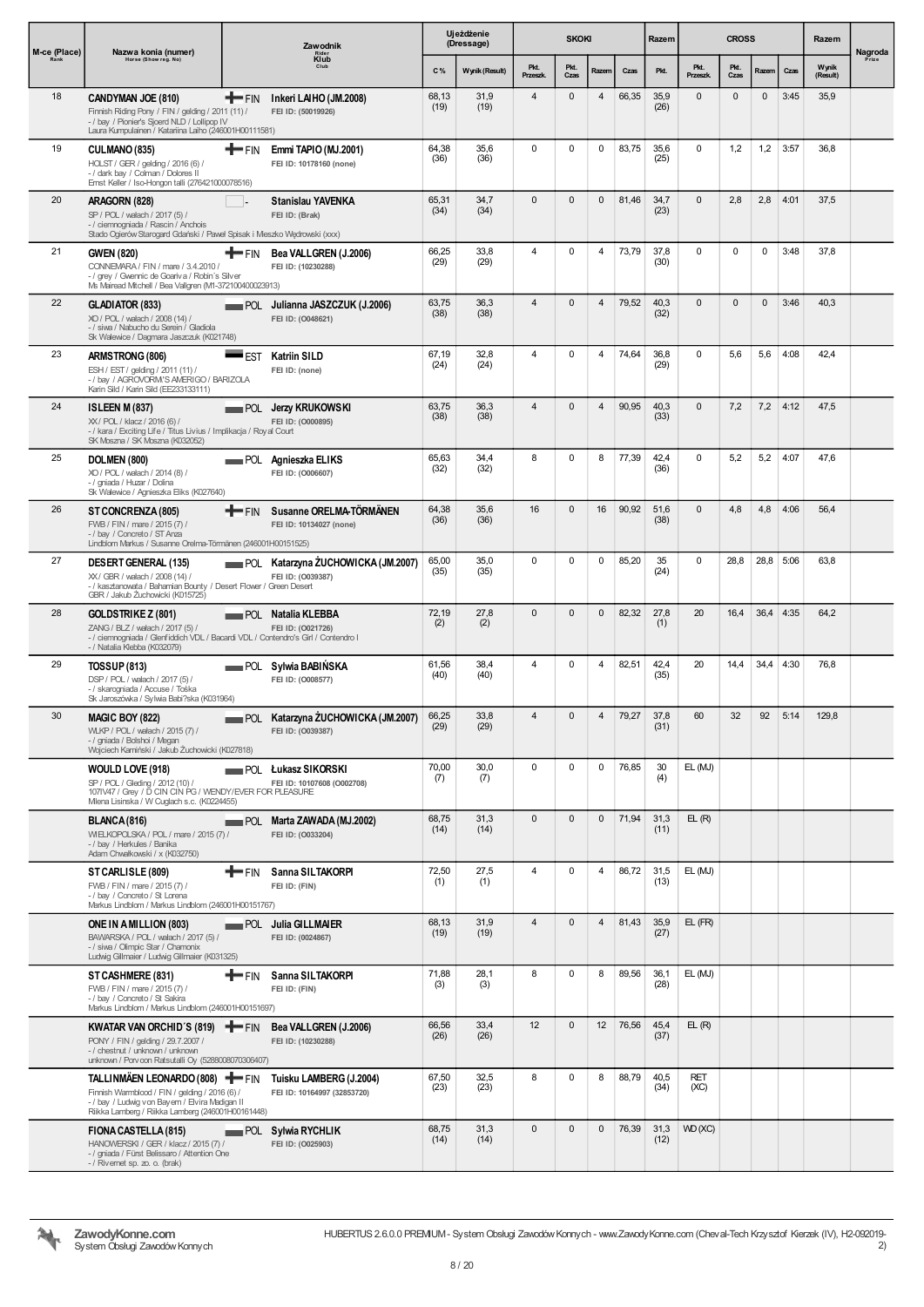| M-ce (Place) Rank | Nazwa konia (numer) Horse (Show reg. No) | Zawodnik Rider Klub Club | Ujeżdżenie (Dressage) | | SKOKI | | | | Razem | CROSS | | | | Razem | Nagroda Prize |
|---|---|---|---|---|---|---|---|---|---|---|---|---|---|---|---|
| | | | C % | Wynik (Result) | Pkt. Przeszk. | Pkt. Czas | Razem | Czas | Pkt. | Pkt. Przeszk. | Pkt. Czas | Razem | Czas | Wynik (Result) | |
| 18 | **CANDYMAN JOE (810)** Finnish Riding Pony / FIN / gelding / 2011 (11) / - / bay / Pionier's Sjoerd NLD / Lollipop IV Laura Kumpulainen / Katariina Laiho (246001H00111581) | FIN **Inkeri LAIHO (JM.2008)** FEI ID: (50019926) | 68,13 (19) | 31,9 (19) | 4 | 0 | 4 | 66,35 | 35,9 (26) | 0 | 0 | 0 | 3:45 | 35,9 | |
| 19 | **CULMANO (835)** HOLST / GER / gelding / 2016 (6) / - / dark bay / Colman / Dolores II Ernst Keller / Iso-Hongon talli (276421000078516) | FIN **Emmi TAPIO (MJ.2001)** FEI ID: 10178160 (none) | 64,38 (36) | 35,6 (36) | 0 | 0 | 0 | 83,75 | 35,6 (25) | 0 | 1,2 | 1,2 | 3:57 | 36,8 | |
| 20 | **ARAGORN (828)** SP / POL / wałach / 2017 (5) / - / ciemnogniada / Rascin / Anchois Stado Ogierów Starogard Gdański / Paweł Spisak i Mieszko Wędrowski (xxx) | - **Stanislau YAVENKA** FEI ID: (Brak) | 65,31 (34) | 34,7 (34) | 0 | 0 | 0 | 81,46 | 34,7 (23) | 0 | 2,8 | 2,8 | 4:01 | 37,5 | |
| 21 | **GWEN (820)** CONNEMARA / FIN / mare / 3.4.2010 / - / grey / Gwennic de Goariva / Robin´s Silver Ms Mairead Mitchell / Bea Vallgren (M1-372100400023913) | FIN **Bea VALLGREN (J.2006)** FEI ID: (10230288) | 66,25 (29) | 33,8 (29) | 4 | 0 | 4 | 73,79 | 37,8 (30) | 0 | 0 | 0 | 3:48 | 37,8 | |
| 22 | **GLADIATOR (833)** XO / POL / wałach / 2008 (14) / - / siwa / Nabucho du Serein / Gladiola Sk Walewice / Dagmara Jaszczuk (K021748) | POL **Julianna JASZCZUK (J.2006)** FEI ID: (O048621) | 63,75 (38) | 36,3 (38) | 4 | 0 | 4 | 79,52 | 40,3 (32) | 0 | 0 | 0 | 3:46 | 40,3 | |
| 23 | **ARMSTRONG (806)** ESH / EST / gelding / 2011 (11) / - / bay / AGROVORM'S AMERIGO / BARIZOLA Karin Sild / Karin Sild (EE233133111) | EST **Katriin SILD** FEI ID: (none) | 67,19 (24) | 32,8 (24) | 4 | 0 | 4 | 74,64 | 36,8 (29) | 0 | 5,6 | 5,6 | 4:08 | 42,4 | |
| 24 | **ISLEEN M (837)** XX / POL / klacz / 2016 (6) / - / kara / Exciting Life / Titus Livius / Implikacja / Royal Court SK Moszna / SK Moszna (K032052) | POL **Jerzy KRUKOWSKI** FEI ID: (O000895) | 63,75 (38) | 36,3 (38) | 4 | 0 | 4 | 90,95 | 40,3 (33) | 0 | 7,2 | 7,2 | 4:12 | 47,5 | |
| 25 | **DOLMEN (800)** XO / POL / wałach / 2014 (8) / - / gniada / Huzar / Dolina Sk Walewice / Agnieszka Eliks (K027640) | POL **Agnieszka ELIKS** FEI ID: (O006607) | 65,63 (32) | 34,4 (32) | 8 | 0 | 8 | 77,39 | 42,4 (36) | 0 | 5,2 | 5,2 | 4:07 | 47,6 | |
| 26 | **ST CONCRENZA (805)** FWB / FIN / mare / 2015 (7) / - / bay / Concreto / ST Anza Lindblom Markus / Susanne Orelma-Törmänen (246001H00151525) | FIN **Susanne ORELMA-TÖRMÄNEN** FEI ID: 10134027 (none) | 64,38 (36) | 35,6 (36) | 16 | 0 | 16 | 90,92 | 51,6 (38) | 0 | 4,8 | 4,8 | 4:06 | 56,4 | |
| 27 | **DESERT GENERAL (135)** XX / GBR / wałach / 2008 (14) / - / kasztanowata / Bahamian Bounty / Desert Flower / Green Desert GBR / Jakub Żuchowicki (K015725) | POL **Katarzyna ŻUCHOWICKA (JM.2007)** FEI ID: (O039387) | 65,00 (35) | 35,0 (35) | 0 | 0 | 0 | 85,20 | 35 (24) | 0 | 28,8 | 28,8 | 5:06 | 63,8 | |
| 28 | **GOLDSTRIKE Z (801)** ZANG / BLZ / wałach / 2017 (5) / - / ciemnogniada / Glenfiddich VDL / Bacardi VDL / Contendro's Girl / Contendro I - / Natalia Klebba (K032079) | POL **Natalia KLEBBA** FEI ID: (O021726) | 72,19 (2) | 27,8 (2) | 0 | 0 | 0 | 82,32 | 27,8 (1) | 20 | 16,4 | 36,4 | 4:35 | 64,2 | |
| 29 | **TOSSUP (813)** DSP / POL / wałach / 2017 (5) / - / skarogniada / Accuse / Tośka Sk Jaroszówka / Sylwia Babi?ska (K031964) | POL **Sylwia BABIŃSKA** FEI ID: (O008577) | 61,56 (40) | 38,4 (40) | 4 | 0 | 4 | 82,51 | 42,4 (35) | 20 | 14,4 | 34,4 | 4:30 | 76,8 | |
| 30 | **MAGIC BOY (822)** WLKP / POL / wałach / 2015 (7) / - / gniada / Bolshoi / Megan Wojciech Kamiński / Jakub Żuchowicki (K027818) | POL **Katarzyna ŻUCHOWICKA (JM.2007)** FEI ID: (O039387) | 66,25 (29) | 33,8 (29) | 4 | 0 | 4 | 79,27 | 37,8 (31) | 60 | 32 | 92 | 5:14 | 129,8 | |
| | **WOULD LOVE (918)** SP / POL / Gleding / 2012 (10) / 107IV47 / Grey / D CIN CIN PG / WENDY/EVER FOR PLEASURE Milena Lisinska / W Cuglach s.c. (K0224455) | POL **Łukasz SIKORSKI** FEI ID: 10107608 (O002708) | 70,00 (7) | 30,0 (7) | 0 | 0 | 0 | 76,85 | 30 (4) | EL (MJ) | | | | | |
| | **BLANCA (816)** WIELKOPOLSKA / POL / mare / 2015 (7) / - / bay / Herkules / Banika Adam Chwałkowski / x (K032750) | POL **Marta ZAWADA (MJ.2002)** FEI ID: (O033204) | 68,75 (14) | 31,3 (14) | 0 | 0 | 0 | 71,94 | 31,3 (11) | EL (R) | | | | | |
| | **ST CARLISLE (809)** FWB / FIN / mare / 2015 (7) / - / bay / Concreto / St Lorena Markus Lindblom / Markus Lindblom (246001H00151767) | FIN **Sanna SILTAKORPI** FEI ID: (FIN) | 72,50 (1) | 27,5 (1) | 4 | 0 | 4 | 86,72 | 31,5 (13) | EL (MJ) | | | | | |
| | **ONE IN A MILLION (803)** BAWARSKA / POL / wałach / 2017 (5) / - / siwa / Olimpic Star / Chamonix Ludwig Gillmaier / Ludwig Gillmaier (K031325) | POL **Julia GILLMAIER** FEI ID: (0024867) | 68,13 (19) | 31,9 (19) | 4 | 0 | 4 | 81,43 | 35,9 (27) | EL (FR) | | | | | |
| | **ST CASHMERE (831)** FWB / FIN / mare / 2015 (7) / - / bay / Concreto / St Sakira Markus Lindblom / Markus Lindblom (246001H00151697) | FIN **Sanna SILTAKORPI** FEI ID: (FIN) | 71,88 (3) | 28,1 (3) | 8 | 0 | 8 | 89,56 | 36,1 (28) | EL (MJ) | | | | | |
| | **KWATAR VAN ORCHID´S (819)** PONY / FIN / gelding / 29.7.2007 / - / chestnut / unknown / unknown unknown / Porvoon Ratsutalli Oy (528800807030640 7) | FIN **Bea VALLGREN (J.2006)** FEI ID: (10230288) | 66,56 (26) | 33,4 (26) | 12 | 0 | 12 | 76,56 | 45,4 (37) | EL (R) | | | | | |
| | **TALLINMÄEN LEONARDO (808)** Finnish Warmblood / FIN / gelding / 2016 (6) / - / bay / Ludwig von Bayern / Elvira Madigan II Riikka Lamberg / Riikka Lamberg (246001H00161448) | FIN **Tuisku LAMBERG (J.2004)** FEI ID: 10164997 (32853720) | 67,50 (23) | 32,5 (23) | 8 | 0 | 8 | 88,79 | 40,5 (34) | RET (XC) | | | | | |
| | **FIONA CASTELLA (815)** HANOWERSKI / GER / klacz / 2015 (7) / - / gniada / Fürst Belissaro / Attention One - / Rivernet sp. zo. o. (brak) | POL **Sylwia RYCHLIK** FEI ID: (O025903) | 68,75 (14) | 31,3 (14) | 0 | 0 | 0 | 76,39 | 31,3 (12) | WD (XC) | | | | | |

ZawodyKonne.com
System Obsługi Zawodów Konnych

HUBERTUS 2.6.0.0 PREMIUM - System Obsługi Zawodów Konnych - www.ZawodyKonne.com (Cheval-Tech Krzysztof Kierzek (IV), H2-092019-2)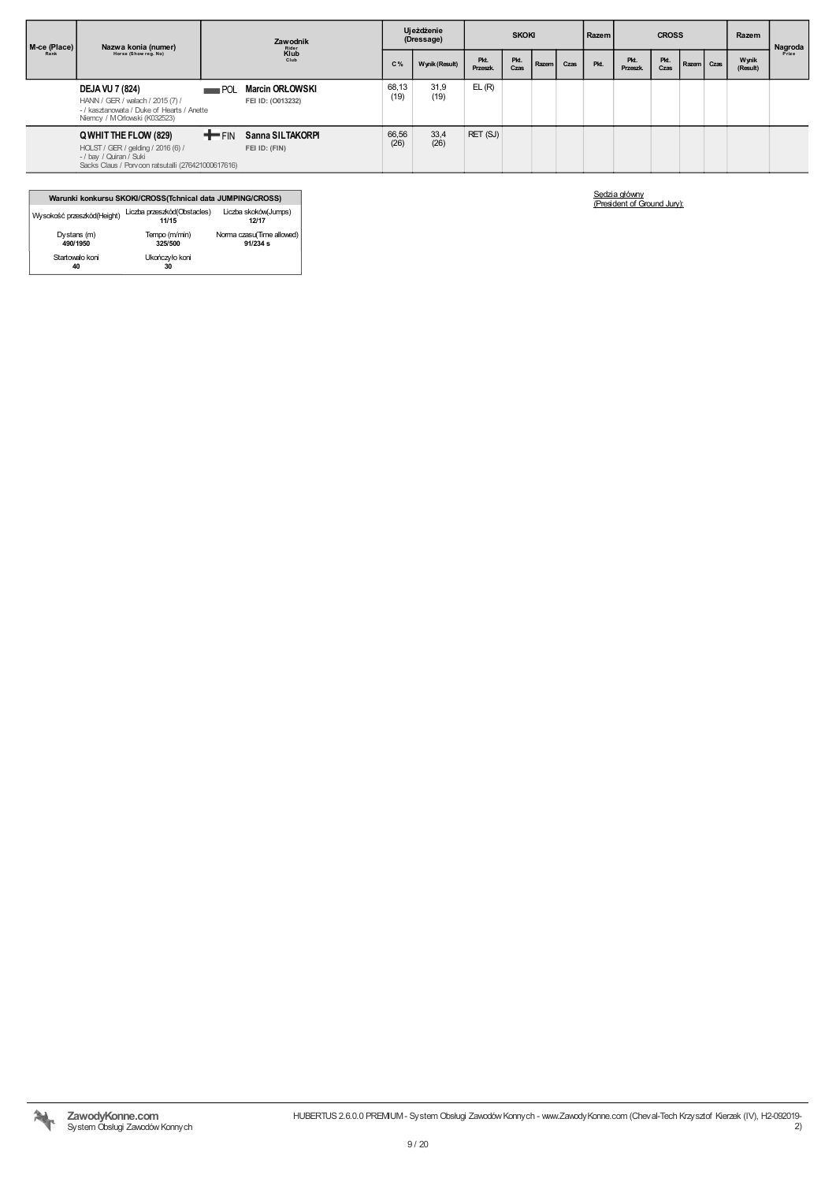| M-ce (Place) Rank | Nazwa konia (numer) Horse (Show reg. No) | Zawodnik Rider Klub Club | Ujeżdżenie (Dressage) | | SKOKI | | | | Razem | CROSS | | | | Razem | Nagroda Prize |
|---|---|---|---|---|---|---|---|---|---|---|---|---|---|---|---|
| | | | C % | Wynik (Result) | Pkt. Przeszk. | Pkt. Czas | Razem | Czas | Pkt. | Pkt. Przeszk. | Pkt. Czas | Razem | Czas | Wynik (Result) | |
| | **DEJA VU 7 (824)** HANN / GER / wałach / 2015 (7) / - / kasztanowata / Duke of Hearts / Anette Niemcy / M Orłowski (K032523) | POL **Marcin ORŁOWSKI** FEI ID: (O013232) | 68,13 (19) | 31,9 (19) | EL (R) | | | | | | | | | | |
| | **Q WHIT THE FLOW (829)** HOLST / GER / gelding / 2016 (6) / - / bay / Quiran / Suki Sacks Claus / Porvoon ratsutalli (276421000617616) | FIN **Sanna SILTAKORPI** FEI ID: (FIN) | 66,56 (26) | 33,4 (26) | RET (SJ) | | | | | | | | | | |

| Warunki konkursu SKOKI/CROSS(Tchnical data JUMPING/CROSS) | | |
|---|---|---|
| Wysokość przeszkód(Height) | Liczba przeszkód(Obstacles) **11/15** | Liczba skoków(Jumps) **12/17** |
| Dystans (m) **490/1950** | Tempo (m/min) **325/500** | Norma czasu(Time allowed) **91/234 s** |
| Startowało koni **40** | Ukończyło koni **30** | |

Sędzia główny
(President of Ground Jury):

**ZawodyKonne.com**
System Obsługi Zawodów Konnych

HUBERTUS 2.6.0.0 PREMIUM - System Obsługi Zawodów Konnych - www.ZawodyKonne.com (Cheval-Tech Krzysztof Kierzek (IV), H2-092019-2)